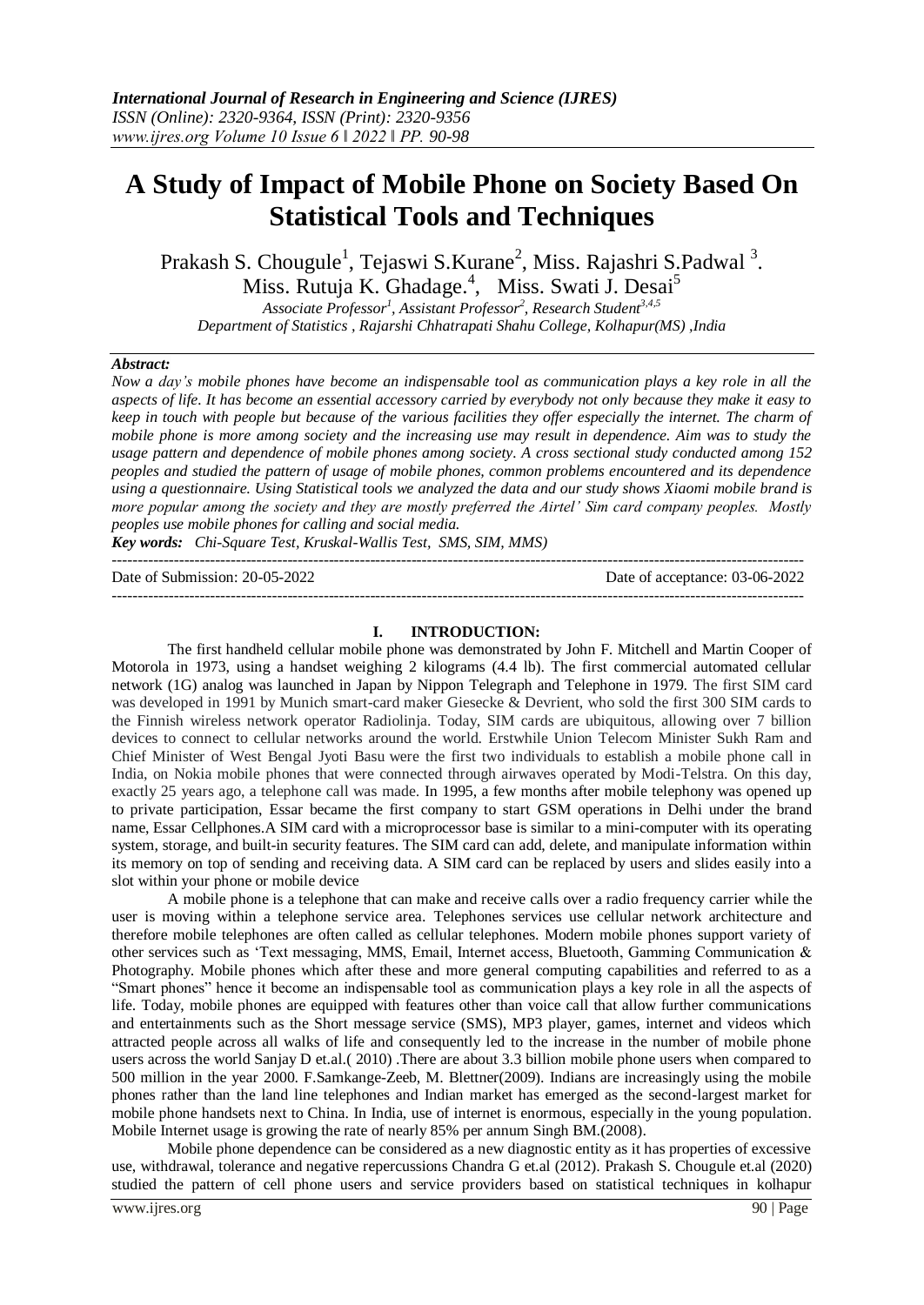# A Study of Impact of Mobile Phone on Society Based On Statistical Tools and Techniques

Prakash S. Chougule[1], Tejaswi S.Kurane[2], Miss. Rajashri S.Padwal [3]. Miss. Rutuja K. Ghadage.[4], Miss. Swati J. Desai[5]

*Associate Professor[1], Assistant Professor[2], Research Student[3,4,5]*
*Department of Statistics , Rajarshi Chhatrapati Shahu College, Kolhapur(MS) ,India*

***Abstract:***

*Now a day's mobile phones have become an indispensable tool as communication plays a key role in all the aspects of life. It has become an essential accessory carried by everybody not only because they make it easy to keep in touch with people but because of the various facilities they offer especially the internet. The charm of mobile phone is more among society and the increasing use may result in dependence. Aim was to study the usage pattern and dependence of mobile phones among society. A cross sectional study conducted among 152 peoples and studied the pattern of usage of mobile phones, common problems encountered and its dependence using a questionnaire. Using Statistical tools we analyzed the data and our study shows Xiaomi mobile brand is more popular among the society and they are mostly preferred the Airtel' Sim card company peoples. Mostly peoples use mobile phones for calling and social media.*

***Key words:*** *Chi-Square Test, Kruskal-Wallis Test, SMS, SIM, MMS)*

---

Date of Submission: 20-05-2022 &nbsp;&nbsp;&nbsp;&nbsp;&nbsp;&nbsp;&nbsp;&nbsp;&nbsp;&nbsp;&nbsp;&nbsp;&nbsp;&nbsp;&nbsp;&nbsp; Date of acceptance: 03-06-2022

---

## I. INTRODUCTION:

The first handheld cellular mobile phone was demonstrated by John F. Mitchell and Martin Cooper of Motorola in 1973, using a handset weighing 2 kilograms (4.4 lb). The first commercial automated cellular network (1G) analog was launched in Japan by Nippon Telegraph and Telephone in 1979. The first SIM card was developed in 1991 by Munich smart-card maker Giesecke & Devrient, who sold the first 300 SIM cards to the Finnish wireless network operator Radiolinja. Today, SIM cards are ubiquitous, allowing over 7 billion devices to connect to cellular networks around the world. Erstwhile Union Telecom Minister Sukh Ram and Chief Minister of West Bengal Jyoti Basu were the first two individuals to establish a mobile phone call in India, on Nokia mobile phones that were connected through airwaves operated by Modi-Telstra. On this day, exactly 25 years ago, a telephone call was made. In 1995, a few months after mobile telephony was opened up to private participation, Essar became the first company to start GSM operations in Delhi under the brand name, Essar Cellphones.A SIM card with a microprocessor base is similar to a mini-computer with its operating system, storage, and built-in security features. The SIM card can add, delete, and manipulate information within its memory on top of sending and receiving data. A SIM card can be replaced by users and slides easily into a slot within your phone or mobile device

A mobile phone is a telephone that can make and receive calls over a radio frequency carrier while the user is moving within a telephone service area. Telephones services use cellular network architecture and therefore mobile telephones are often called as cellular telephones. Modern mobile phones support variety of other services such as 'Text messaging, MMS, Email, Internet access, Bluetooth, Gamming Communication & Photography. Mobile phones which after these and more general computing capabilities and referred to as a "Smart phones" hence it become an indispensable tool as communication plays a key role in all the aspects of life. Today, mobile phones are equipped with features other than voice call that allow further communications and entertainments such as the Short message service (SMS), MP3 player, games, internet and videos which attracted people across all walks of life and consequently led to the increase in the number of mobile phone users across the world Sanjay D et.al.( 2010) .There are about 3.3 billion mobile phone users when compared to 500 million in the year 2000. F.Samkange-Zeeb, M. Blettner(2009). Indians are increasingly using the mobile phones rather than the land line telephones and Indian market has emerged as the second-largest market for mobile phone handsets next to China. In India, use of internet is enormous, especially in the young population. Mobile Internet usage is growing the rate of nearly 85% per annum Singh BM.(2008).

Mobile phone dependence can be considered as a new diagnostic entity as it has properties of excessive use, withdrawal, tolerance and negative repercussions Chandra G et.al (2012). Prakash S. Chougule et.al (2020) studied the pattern of cell phone users and service providers based on statistical techniques in kolhapur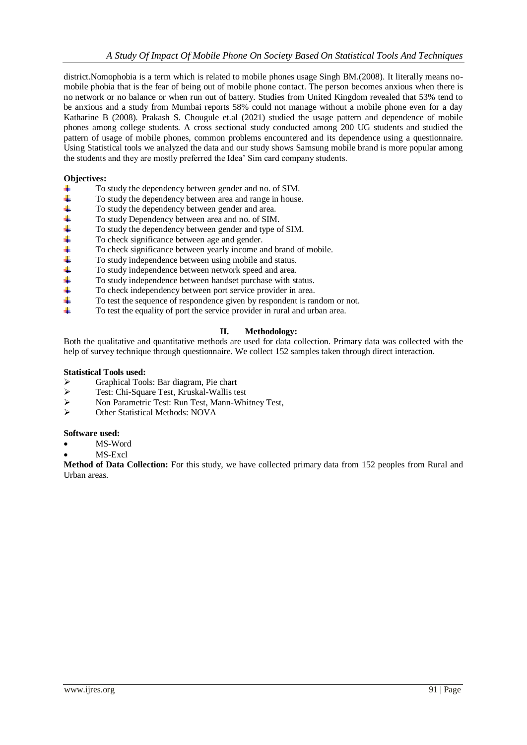district.Nomophobia is a term which is related to mobile phones usage Singh BM.(2008). It literally means no-mobile phobia that is the fear of being out of mobile phone contact. The person becomes anxious when there is no network or no balance or when run out of battery. Studies from United Kingdom revealed that 53% tend to be anxious and a study from Mumbai reports 58% could not manage without a mobile phone even for a day Katharine B (2008). Prakash S. Chougule et.al (2021) studied the usage pattern and dependence of mobile phones among college students. A cross sectional study conducted among 200 UG students and studied the pattern of usage of mobile phones, common problems encountered and its dependence using a questionnaire. Using Statistical tools we analyzed the data and our study shows Samsung mobile brand is more popular among the students and they are mostly preferred the Idea' Sim card company students.

**Objectives:**

- To study the dependency between gender and no. of SIM.
- To study the dependency between area and range in house.
- To study the dependency between gender and area.
- To study Dependency between area and no. of SIM.
- To study the dependency between gender and type of SIM.
- To check significance between age and gender.
- To check significance between yearly income and brand of mobile.
- To study independence between using mobile and status.
- To study independence between network speed and area.
- To study independence between handset purchase with status.
- To check independency between port service provider in area.
- To test the sequence of respondence given by respondent is random or not.
- To test the equality of port the service provider in rural and urban area.

## II. Methodology:

Both the qualitative and quantitative methods are used for data collection. Primary data was collected with the help of survey technique through questionnaire. We collect 152 samples taken through direct interaction.

**Statistical Tools used:**

- Graphical Tools: Bar diagram, Pie chart
- Test: Chi-Square Test, Kruskal-Wallis test
- Non Parametric Test: Run Test, Mann-Whitney Test,
- Other Statistical Methods: NOVA

**Software used:**

- MS-Word
- MS-Excl

**Method of Data Collection:** For this study, we have collected primary data from 152 peoples from Rural and Urban areas.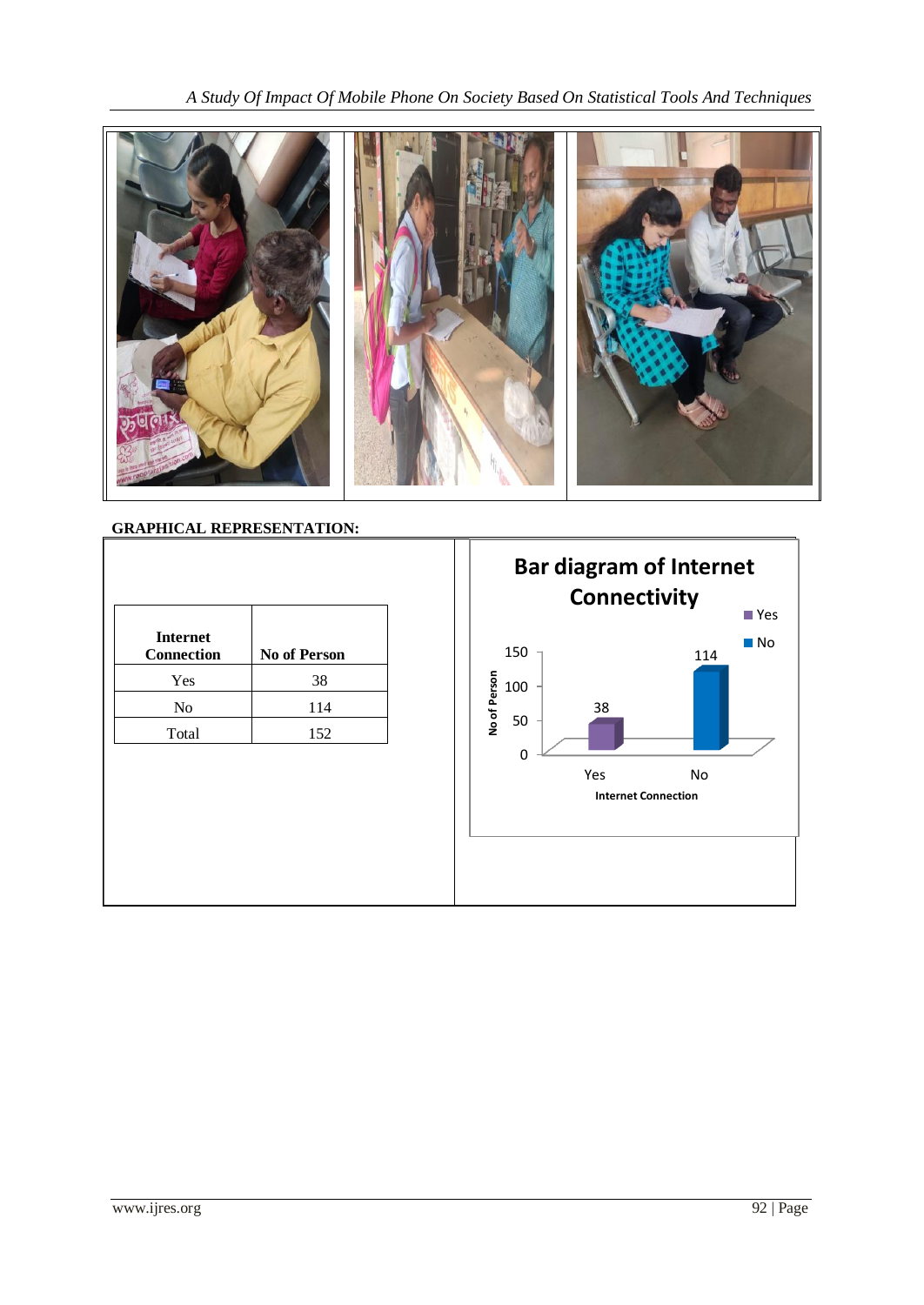**GRAPHICAL REPRESENTATION:**

| Internet Connection | No of Person |
|---|---|
| Yes | 38 |
| No | 114 |
| Total | 152 |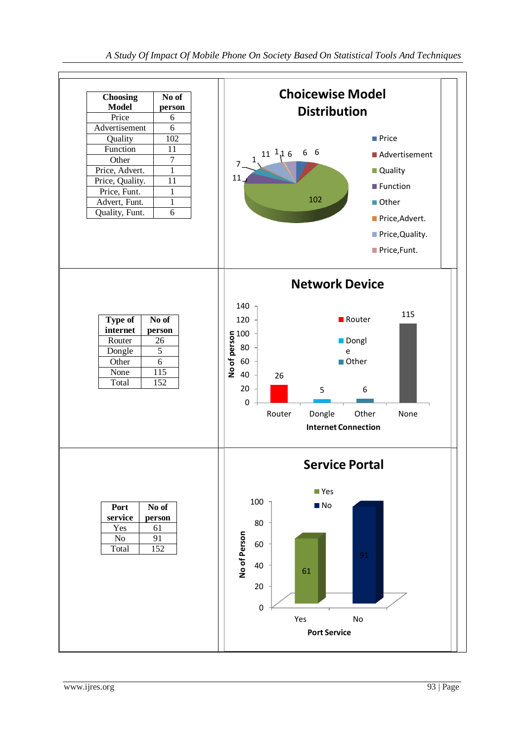| Choosing Model | No of person |
|---|---|
| Price | 6 |
| Advertisement | 6 |
| Quality | 102 |
| Function | 11 |
| Other | 7 |
| Price, Advert. | 1 |
| Price, Quality. | 11 |
| Price, Funt. | 1 |
| Advert, Funt. | 1 |
| Quality, Funt. | 6 |

**Choicewise Model Distribution**

| Type of internet | No of person |
|---|---|
| Router | 26 |
| Dongle | 5 |
| Other | 6 |
| None | 115 |
| Total | 152 |

**Network Device**

| Port service | No of person |
|---|---|
| Yes | 61 |
| No | 91 |
| Total | 152 |

**Service Portal**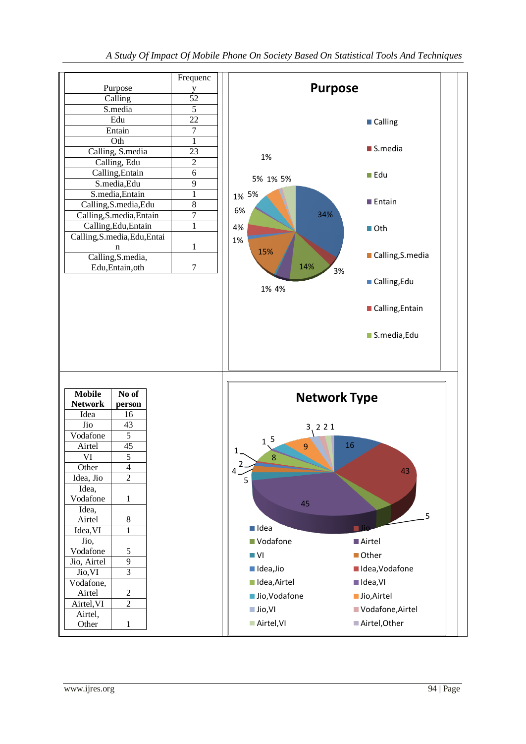| Purpose | Frequency |
|---|---|
| Calling | 52 |
| S.media | 5 |
| Edu | 22 |
| Entain | 7 |
| Oth | 1 |
| Calling, S.media | 23 |
| Calling, Edu | 2 |
| Calling,Entain | 6 |
| S.media,Edu | 9 |
| S.media,Entain | 1 |
| Calling,S.media,Edu | 8 |
| Calling,S.media,Entain | 7 |
| Calling,Edu,Entain | 1 |
| Calling,S.media,Edu,Entain | 1 |
| Calling,S.media, Edu,Entain,oth | 7 |

**Purpose**

Calling 34%; S.media 3%; Edu 14%; Entain 4%; Oth 1%; Calling,S.media 15%; Calling,Edu 1%; Calling,Entain 4%; S.media,Edu 6%; 1%; 5%; 5%; 1%; 5%; 1%

Legend: Calling, S.media, Edu, Entain, Oth, Calling,S.media, Calling,Edu, Calling,Entain, S.media,Edu

| Mobile Network | No of person |
|---|---|
| Idea | 16 |
| Jio | 43 |
| Vodafone | 5 |
| Airtel | 45 |
| VI | 5 |
| Other | 4 |
| Idea, Jio | 2 |
| Idea, Vodafone | 1 |
| Idea, Airtel | 8 |
| Idea,VI | 1 |
| Jio, Vodafone | 5 |
| Jio, Airtel | 9 |
| Jio,VI | 3 |
| Vodafone, Airtel | 2 |
| Airtel,VI | 2 |
| Airtel, Other | 1 |

**Network Type**

16; 43; 5; 45; 5; 4; 2; 1; 8; 1; 5; 9; 3; 2; 2; 1

Legend: Idea, Jio, Vodafone, Airtel, VI, Other, Idea,Jio, Idea,Vodafone, Idea,Airtel, Idea,VI, Jio,Vodafone, Jio,Airtel, Jio,VI, Vodafone,Airtel, Airtel,VI, Airtel,Other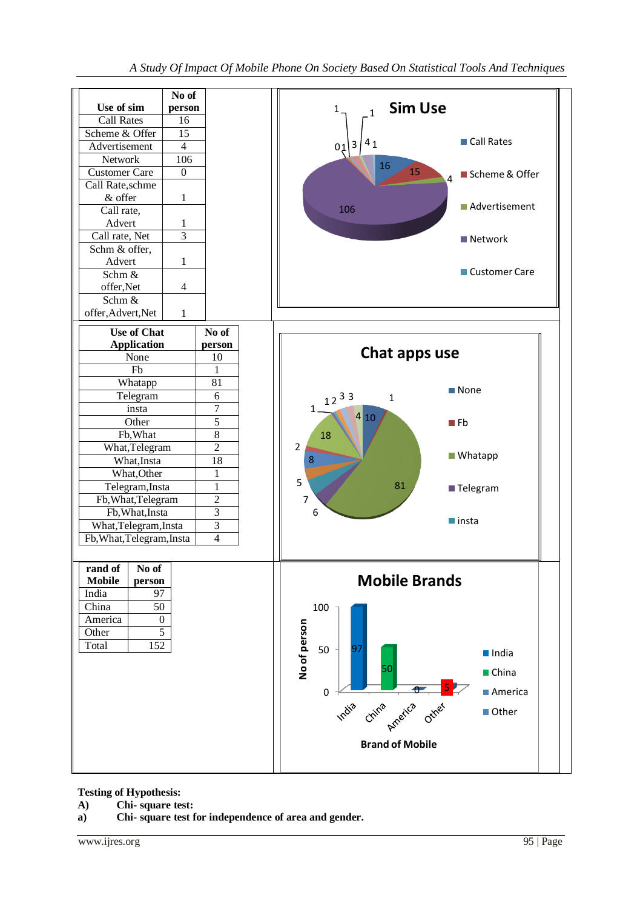| Use of sim | No of person |
|---|---|
| Call Rates | 16 |
| Scheme & Offer | 15 |
| Advertisement | 4 |
| Network | 106 |
| Customer Care | 0 |
| Call Rate,schme & offer | 1 |
| Call rate, Advert | 1 |
| Call rate, Net | 3 |
| Schm & offer, Advert | 1 |
| Schm & offer,Net | 4 |
| Schm & offer,Advert,Net | 1 |

| Use of Chat Application | No of person |
|---|---|
| None | 10 |
| Fb | 1 |
| Whatapp | 81 |
| Telegram | 6 |
| insta | 7 |
| Other | 5 |
| Fb,What | 8 |
| What,Telegram | 2 |
| What,Insta | 18 |
| What,Other | 1 |
| Telegram,Insta | 1 |
| Fb,What,Telegram | 2 |
| Fb,What,Insta | 3 |
| What,Telegram,Insta | 3 |
| Fb,What,Telegram,Insta | 4 |

| rand of Mobile | No of person |
|---|---|
| India | 97 |
| China | 50 |
| America | 0 |
| Other | 5 |
| Total | 152 |

**Testing of Hypothesis:**

**A) Chi- square test:**

**a) Chi- square test for independence of area and gender.**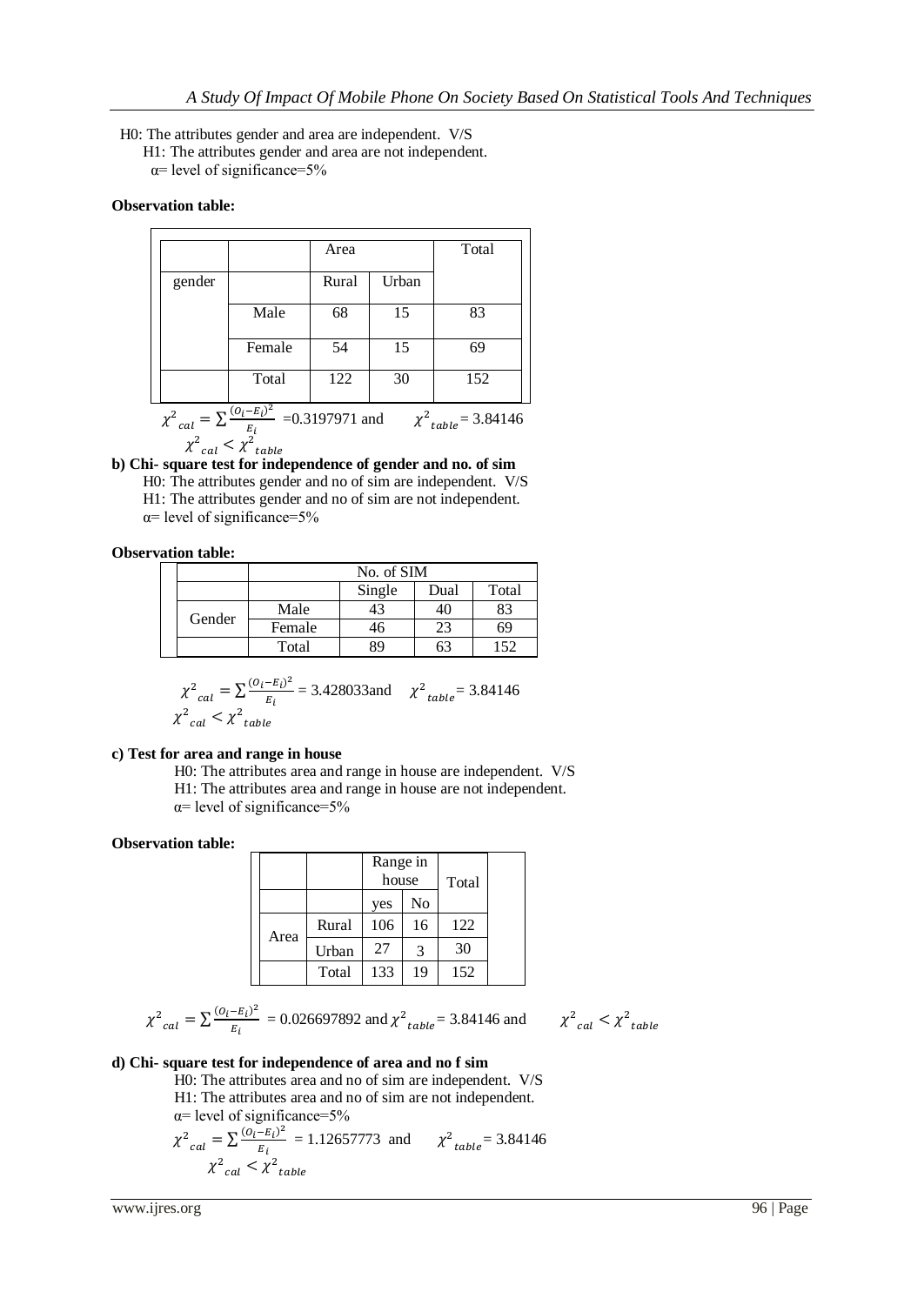H0: The attributes gender and area are independent. V/S

H1: The attributes gender and area are not independent.

α= level of significance=5%

**Observation table:**

| | | Area | | Total |
|---|---|---|---|---|
| gender | | Rural | Urban | |
| | Male | 68 | 15 | 83 |
| | Female | 54 | 15 | 69 |
| | Total | 122 | 30 | 152 |

$\chi^2_{cal} = \sum \frac{(O_i - E_i)^2}{E_i}$ =0.3197971 and $\chi^2_{table}$= 3.84146

$\chi^2_{cal} < \chi^2_{table}$

**b) Chi- square test for independence of gender and no. of sim**

H0: The attributes gender and no of sim are independent. V/S

H1: The attributes gender and no of sim are not independent.

α= level of significance=5%

**Observation table:**

| | | No. of SIM | | |
|---|---|---|---|---|
| | | Single | Dual | Total |
| Gender | Male | 43 | 40 | 83 |
| | Female | 46 | 23 | 69 |
| | Total | 89 | 63 | 152 |

$\chi^2_{cal} = \sum \frac{(O_i - E_i)^2}{E_i}$ = 3.428033and $\chi^2_{table}$= 3.84146

$\chi^2_{cal} < \chi^2_{table}$

**c) Test for area and range in house**

H0: The attributes area and range in house are independent. V/S

H1: The attributes area and range in house are not independent.

α= level of significance=5%

**Observation table:**

| | | Range in house | | Total |
|---|---|---|---|---|
| | | yes | No | |
| Area | Rural | 106 | 16 | 122 |
| | Urban | 27 | 3 | 30 |
| | Total | 133 | 19 | 152 |

$\chi^2_{cal} = \sum \frac{(O_i - E_i)^2}{E_i}$ = 0.026697892 and $\chi^2_{table}$= 3.84146 and $\chi^2_{cal} < \chi^2_{table}$

**d) Chi- square test for independence of area and no f sim**

H0: The attributes area and no of sim are independent. V/S

H1: The attributes area and no of sim are not independent.

α= level of significance=5%

$\chi^2_{cal} = \sum \frac{(O_i - E_i)^2}{E_i}$ = 1.12657773 and $\chi^2_{table}$= 3.84146

$\chi^2_{cal} < \chi^2_{table}$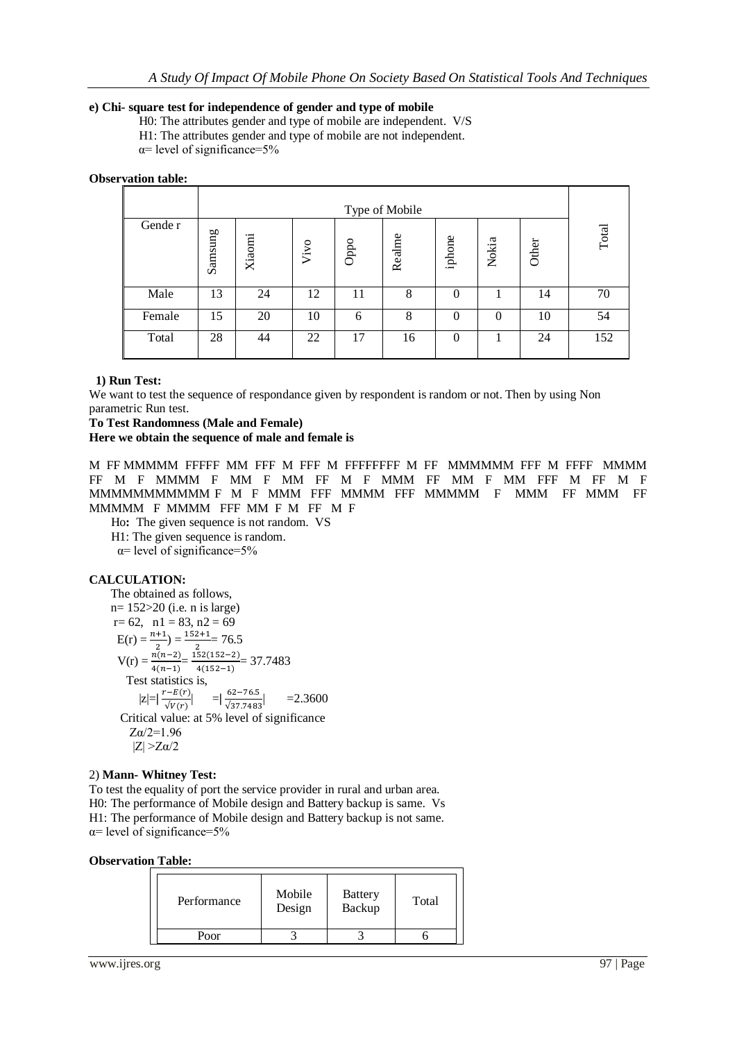**e) Chi- square test for independence of gender and type of mobile**

H0: The attributes gender and type of mobile are independent. V/S

H1: The attributes gender and type of mobile are not independent.

α= level of significance=5%

**Observation table:**

| Gende r | Type of Mobile | | | | | | | | Total |
|---|---|---|---|---|---|---|---|---|---|
| | Samsung | Xiaomi | Vivo | Oppo | Realme | iphone | Nokia | Other | |
| Male | 13 | 24 | 12 | 11 | 8 | 0 | 1 | 14 | 70 |
| Female | 15 | 20 | 10 | 6 | 8 | 0 | 0 | 10 | 54 |
| Total | 28 | 44 | 22 | 17 | 16 | 0 | 1 | 24 | 152 |

**1) Run Test:**

We want to test the sequence of respondance given by respondent is random or not. Then by using Non parametric Run test.

**To Test Randomness (Male and Female)**

**Here we obtain the sequence of male and female is**

M FF MMMMM FFFFF MM FFF M FFF M FFFFFFFF M FF MMMMMM FFF M FFFF MMMM FF M F MMMM F MM F MM FF M F MMM FF MM F MM FFF M FF M F MMMMMMMMMMMM F M F MMM FFF MMMM FFF MMMMM F MMM FF MMM FF MMMMM F MMMM FFF MM F M FF M F

Ho**:** The given sequence is not random. VS

H1: The given sequence is random.

α= level of significance=5%

**CALCULATION:**

The obtained as follows,

n= 152>20 (i.e. n is large)

r= 62, n1 = 83, n2 = 69

$E(r) = \frac{n+1}{2}) = \frac{152+1}{2} = 76.5$

$V(r) = \frac{n(n-2)}{4(n-1)} = \frac{152(152-2)}{4(152-1)} = 37.7483$

Test statistics is,

$|z| = |\frac{r-E(r)}{\sqrt{V(r)}}| \quad = |\frac{62-76.5}{\sqrt{37.7483}}| \quad = 2.3600$

Critical value: at 5% level of significance

$Z\alpha/2 = 1.96$

$|Z| > Z\alpha/2$

2) **Mann- Whitney Test:**

To test the equality of port the service provider in rural and urban area.

H0: The performance of Mobile design and Battery backup is same. Vs

H1: The performance of Mobile design and Battery backup is not same.

α= level of significance=5%

**Observation Table:**

| Performance | Mobile Design | Battery Backup | Total |
|---|---|---|---|
| Poor | 3 | 3 | 6 |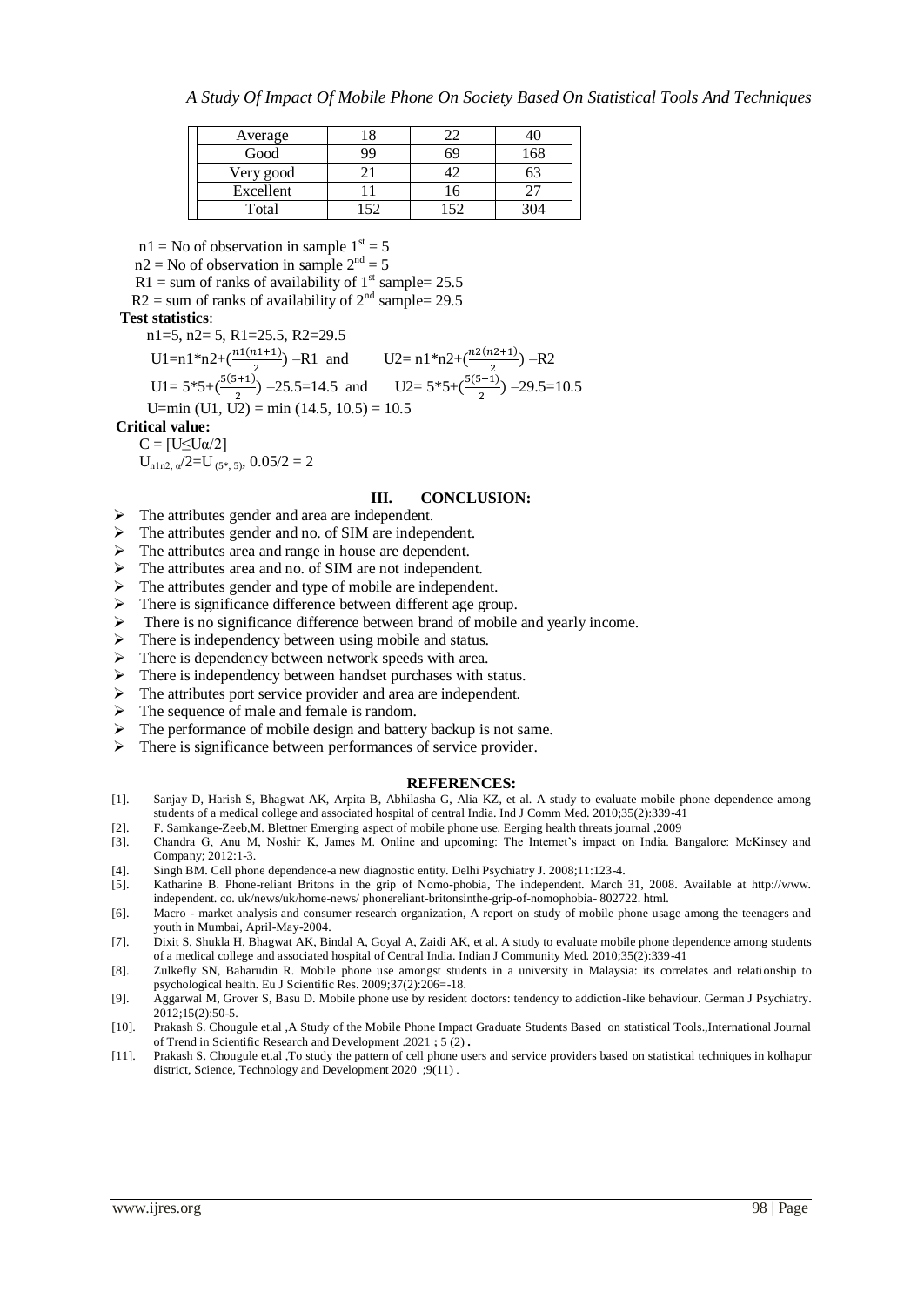| | | | |
|---|---|---|---|
| Average | 18 | 22 | 40 |
| Good | 99 | 69 | 168 |
| Very good | 21 | 42 | 63 |
| Excellent | 11 | 16 | 27 |
| Total | 152 | 152 | 304 |

$n1$ = No of observation in sample 1st = 5

$n2$ = No of observation in sample 2nd = 5

$R1$ = sum of ranks of availability of 1st sample= 25.5

$R2$ = sum of ranks of availability of 2nd sample= 29.5

**Test statistics**:

$n1=5$, $n2= 5$, $R1=25.5$, $R2=29.5$

$U1=n1*n2+(\frac{n1(n1+1)}{2}) - R1$ and $U2= n1*n2+(\frac{n2(n2+1)}{2}) - R2$

$U1= 5*5+(\frac{5(5+1)}{2}) - 25.5=14.5$ and $U2= 5*5+(\frac{5(5+1)}{2}) - 29.5=10.5$

$U=\min (U1, U2) = \min (14.5, 10.5) = 10.5$

**Critical value:**

$C = [U \leq U\alpha/2]$

$U_{n1n2, \alpha}/2=U_{(5*, 5)}, 0.05/2 = 2$

## III. CONCLUSION:

- The attributes gender and area are independent.
- The attributes gender and no. of SIM are independent.
- The attributes area and range in house are dependent.
- The attributes area and no. of SIM are not independent.
- The attributes gender and type of mobile are independent.
- There is significance difference between different age group.
- There is no significance difference between brand of mobile and yearly income.
- There is independency between using mobile and status.
- There is dependency between network speeds with area.
- There is independency between handset purchases with status.
- The attributes port service provider and area are independent.
- The sequence of male and female is random.
- The performance of mobile design and battery backup is not same.
- There is significance between performances of service provider.

## REFERENCES:

[1]. Sanjay D, Harish S, Bhagwat AK, Arpita B, Abhilasha G, Alia KZ, et al. A study to evaluate mobile phone dependence among students of a medical college and associated hospital of central India. Ind J Comm Med. 2010;35(2):339-41

[2]. F. Samkange-Zeeb,M. Blettner Emerging aspect of mobile phone use. Eerging health threats journal ,2009

[3]. Chandra G, Anu M, Noshir K, James M. Online and upcoming: The Internet's impact on India. Bangalore: McKinsey and Company; 2012:1-3.

[4]. Singh BM. Cell phone dependence-a new diagnostic entity. Delhi Psychiatry J. 2008;11:123-4.

[5]. Katharine B. Phone-reliant Britons in the grip of Nomo-phobia, The independent. March 31, 2008. Available at http://www. independent. co. uk/news/uk/home-news/ phonereliant-britonsinthe-grip-of-nomophobia- 802722. html.

[6]. Macro - market analysis and consumer research organization, A report on study of mobile phone usage among the teenagers and youth in Mumbai, April-May-2004.

[7]. Dixit S, Shukla H, Bhagwat AK, Bindal A, Goyal A, Zaidi AK, et al. A study to evaluate mobile phone dependence among students of a medical college and associated hospital of Central India. Indian J Community Med. 2010;35(2):339-41

[8]. Zulkefly SN, Baharudin R. Mobile phone use amongst students in a university in Malaysia: its correlates and relationship to psychological health. Eu J Scientific Res. 2009;37(2):206=-18.

[9]. Aggarwal M, Grover S, Basu D. Mobile phone use by resident doctors: tendency to addiction-like behaviour. German J Psychiatry. 2012;15(2):50-5.

[10]. Prakash S. Chougule et.al ,A Study of the Mobile Phone Impact Graduate Students Based on statistical Tools.,International Journal of Trend in Scientific Research and Development .2021 ; 5 (2) .

[11]. Prakash S. Chougule et.al ,To study the pattern of cell phone users and service providers based on statistical techniques in kolhapur district, Science, Technology and Development 2020 ;9(11) .